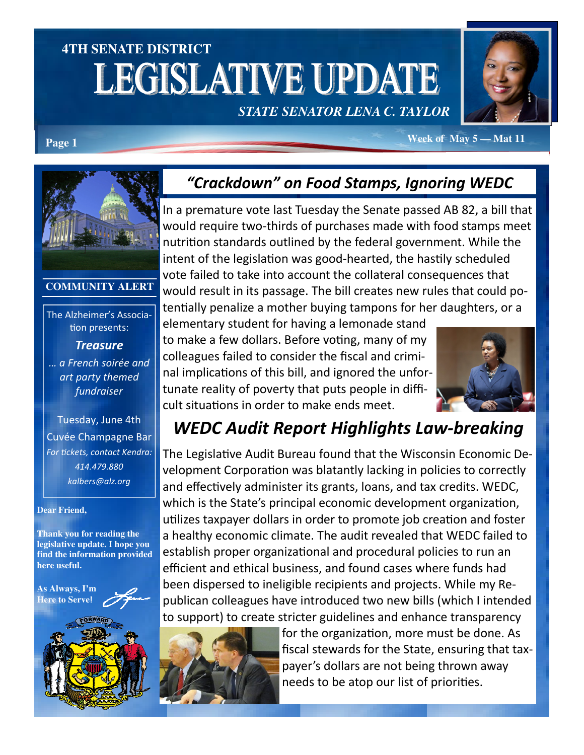# 4TH SENATE DISTRICT

# LEGISLATIVE UPDATE

***STATE SENATOR LENA C. TAYLOR***

**Week of May 5 — Mat 11**

## “Crackdown” on Food Stamps, Ignoring WEDC

In a premature vote last Tuesday the Senate passed AB 82, a bill that would require two-thirds of purchases made with food stamps meet nutrition standards outlined by the federal government. While the intent of the legislation was good-hearted, the hastily scheduled vote failed to take into account the collateral consequences that would result in its passage. The bill creates new rules that could potentially penalize a mother buying tampons for her daughters, or a elementary student for having a lemonade stand to make a few dollars. Before voting, many of my colleagues failed to consider the fiscal and criminal implications of this bill, and ignored the unfortunate reality of poverty that puts people in difficult situations in order to make ends meet.

## WEDC Audit Report Highlights Law-breaking

The Legislative Audit Bureau found that the Wisconsin Economic Development Corporation was blatantly lacking in policies to correctly and effectively administer its grants, loans, and tax credits. WEDC, which is the State’s principal economic development organization, utilizes taxpayer dollars in order to promote job creation and foster a healthy economic climate. The audit revealed that WEDC failed to establish proper organizational and procedural policies to run an efficient and ethical business, and found cases where funds had been dispersed to ineligible recipients and projects. While my Republican colleagues have introduced two new bills (which I intended to support) to create stricter guidelines and enhance transparency for the organization, more must be done. As fiscal stewards for the State, ensuring that taxpayer’s dollars are not being thrown away needs to be atop our list of priorities.

---

### COMMUNITY ALERT

The Alzheimer’s Association presents:

***Treasure***

*… a French soirée and art party themed fundraiser*

Tuesday, June 4th

Cuvée Champagne Bar

*For tickets, contact Kendra: 414.479.880*

*kalbers@alz.org*

---

**Dear Friend,**

**Thank you for reading the legislative update. I hope you find the information provided here useful.**

**As Always, I’m Here to Serve!**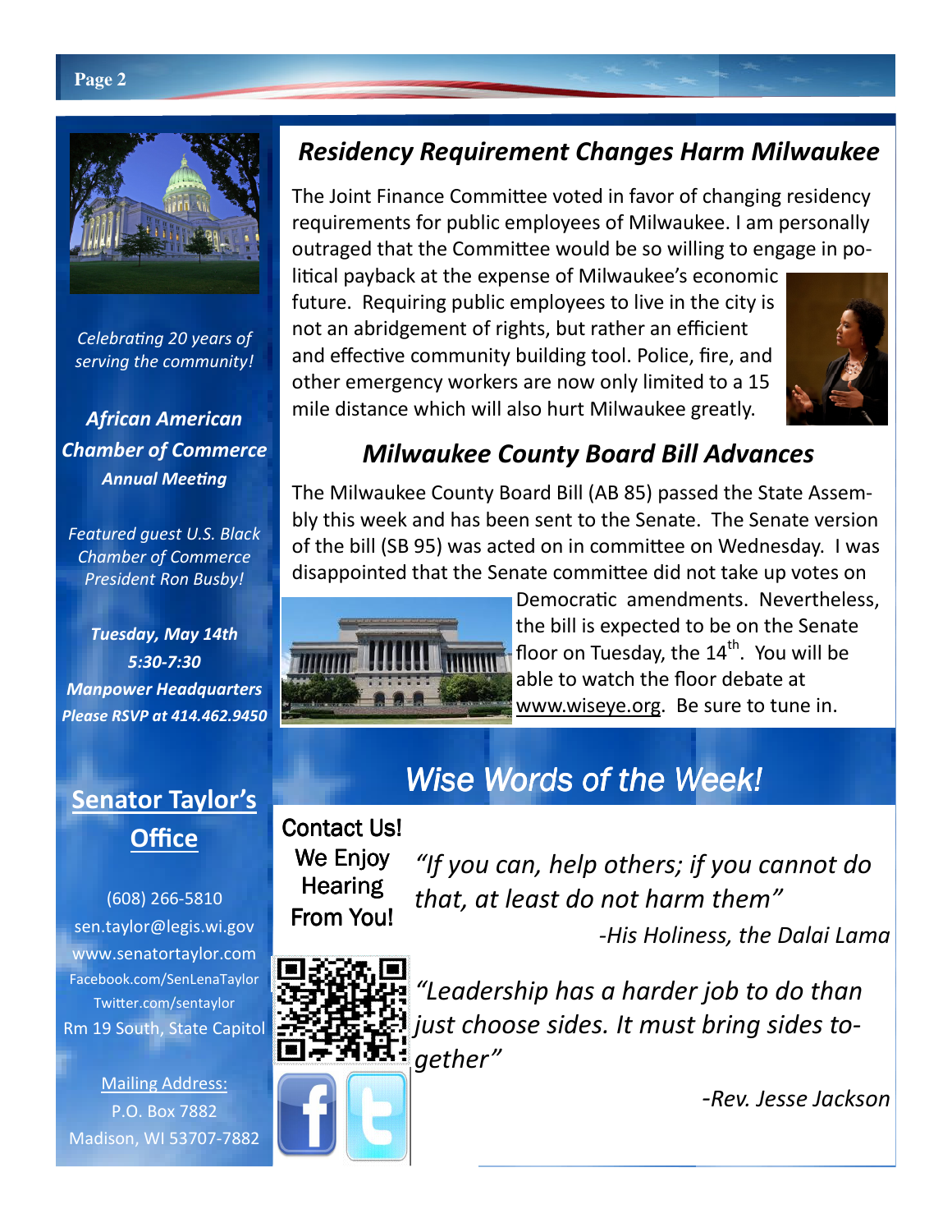## Residency Requirement Changes Harm Milwaukee

The Joint Finance Committee voted in favor of changing residency requirements for public employees of Milwaukee. I am personally outraged that the Committee would be so willing to engage in political payback at the expense of Milwaukee's economic future. Requiring public employees to live in the city is not an abridgement of rights, but rather an efficient and effective community building tool. Police, fire, and other emergency workers are now only limited to a 15 mile distance which will also hurt Milwaukee greatly.

## Milwaukee County Board Bill Advances

The Milwaukee County Board Bill (AB 85) passed the State Assembly this week and has been sent to the Senate. The Senate version of the bill (SB 95) was acted on in committee on Wednesday. I was disappointed that the Senate committee did not take up votes on Democratic amendments. Nevertheless, the bill is expected to be on the Senate floor on Tuesday, the 14th. You will be able to watch the floor debate at www.wiseye.org. Be sure to tune in.

*Celebrating 20 years of serving the community!*

***African American Chamber of Commerce***
***Annual Meeting***

*Featured guest U.S. Black Chamber of Commerce President Ron Busby!*

***Tuesday, May 14th***
***5:30-7:30***
***Manpower Headquarters***
***Please RSVP at 414.462.9450***

## Senator Taylor's Office

(608) 266-5810
sen.taylor@legis.wi.gov
www.senatortaylor.com
Facebook.com/SenLenaTaylor
Twitter.com/sentaylor
Rm 19 South, State Capitol

Mailing Address:
P.O. Box 7882
Madison, WI 53707-7882

## *Wise Words of the Week!*

Contact Us! We Enjoy Hearing From You!

*"If you can, help others; if you cannot do that, at least do not harm them"*

*-His Holiness, the Dalai Lama*

*"Leadership has a harder job to do than just choose sides. It must bring sides together"*

*-Rev. Jesse Jackson*